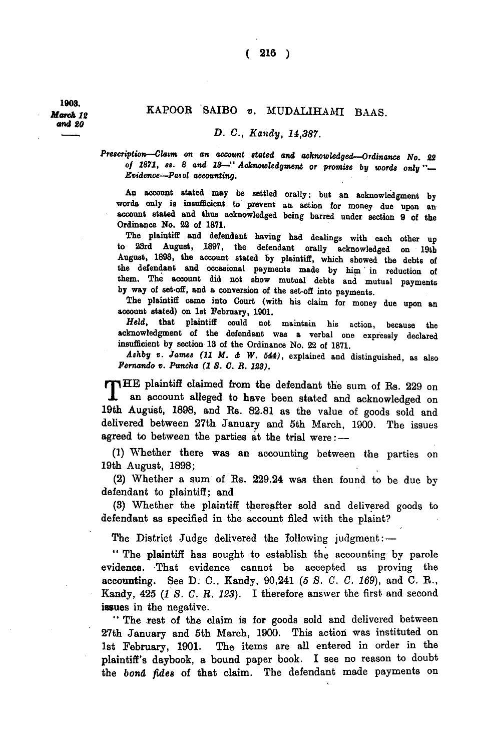1903.
*March 12 and 20*

## KAPOOR SAIBO *v.* MUDALIHAMI BAAS.

*D. C., Kandy, 14,387.*

*Prescription—Claim on an account stated and acknowledged—Ordinance No. 22 of 1871, ss. 8 and 13—"Acknowledgment or promise by words only"—Evidence—Parol accounting.*

An account stated may be settled orally; but an acknowledgment by words only is insufficient to prevent an action for money due upon an account stated and thus acknowledged being barred under section 9 of the Ordinance No. 22 of 1871.

The plaintiff and defendant having had dealings with each other up to 23rd August, 1897, the defendant orally acknowledged on 19th August, 1898, the account stated by plaintiff, which showed the debts of the defendant and occasional payments made by him in reduction of them. The account did not show mutual debts and mutual payments by way of set-off, and a conversion of the set-off into payments.

The plaintiff came into Court (with his claim for money due upon an account stated) on 1st February, 1901.

*Held*, that plaintiff could not maintain his action, because the acknowledgment of the defendant was a verbal one expressly declared insufficient by section 13 of the Ordinance No. 22 of 1871.

*Ashby v. James (11 M. & W. 544)*, explained and distinguished, as also *Fernando v. Puncha (1 S. C. R. 123).*

THE plaintiff claimed from the defendant the sum of Rs. 229 on an account alleged to have been stated and acknowledged on 19th August, 1898, and Rs. 82.81 as the value of goods sold and delivered between 27th January and 5th March, 1900. The issues agreed to between the parties at the trial were:—

(1) Whether there was an accounting between the parties on 19th August, 1898;

(2) Whether a sum of Rs. 229.24 was then found to be due by defendant to plaintiff; and

(3) Whether the plaintiff thereafter sold and delivered goods to defendant as specified in the account filed with the plaint?

The District Judge delivered the following judgment:—

"The plaintiff has sought to establish the accounting by parole evidence. That evidence cannot be accepted as proving the accounting. See D. C., Kandy, 90,241 (*5 S. C. C. 169*), and C. R., Kandy, 425 (*1 S. C. R. 123*). I therefore answer the first and second issues in the negative.

"The rest of the claim is for goods sold and delivered between 27th January and 5th March, 1900. This action was instituted on 1st February, 1901. The items are all entered in order in the plaintiff's daybook, a bound paper book. I see no reason to doubt the *bonâ fides* of that claim. The defendant made payments on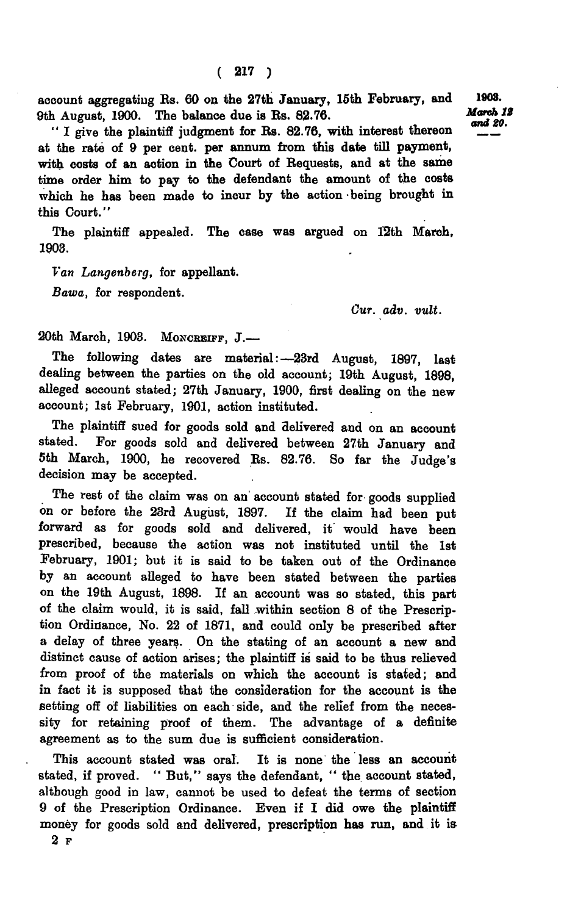account aggregating Rs. 60 on the 27th January, 15th February, and 9th August, 1900. The balance due is Rs. 82.76.

"I give the plaintiff judgment for Rs. 82.76, with interest thereon at the rate of 9 per cent. per annum from this date till payment, with costs of an action in the Court of Requests, and at the same time order him to pay to the defendant the amount of the costs which he has been made to incur by the action being brought in this Court."

The plaintiff appealed. The case was argued on 12th March, 1903.

*Van Langenberg*, for appellant.

*Bawa*, for respondent.

*Cur. adv. vult.*

20th March, 1903. MONCREIFF, J.—

The following dates are material:—23rd August, 1897, last dealing between the parties on the old account; 19th August, 1898, alleged account stated; 27th January, 1900, first dealing on the new account; 1st February, 1901, action instituted.

The plaintiff sued for goods sold and delivered and on an account stated. For goods sold and delivered between 27th January and 5th March, 1900, he recovered Rs. 82.76. So far the Judge's decision may be accepted.

The rest of the claim was on an account stated for goods supplied on or before the 23rd August, 1897. If the claim had been put forward as for goods sold and delivered, it would have been prescribed, because the action was not instituted until the 1st February, 1901; but it is said to be taken out of the Ordinance by an account alleged to have been stated between the parties on the 19th August, 1898. If an account was so stated, this part of the claim would, it is said, fall within section 8 of the Prescription Ordinance, No. 22 of 1871, and could only be prescribed after a delay of three years. On the stating of an account a new and distinct cause of action arises; the plaintiff is said to be thus relieved from proof of the materials on which the account is stated; and in fact it is supposed that the consideration for the account is the setting off of liabilities on each side, and the relief from the necessity for retaining proof of them. The advantage of a definite agreement as to the sum due is sufficient consideration.

This account stated was oral. It is none the less an account stated, if proved. "But," says the defendant, "the account stated, although good in law, cannot be used to defeat the terms of section 9 of the Prescription Ordinance. Even if I did owe the plaintiff money for goods sold and delivered, prescription has run, and it is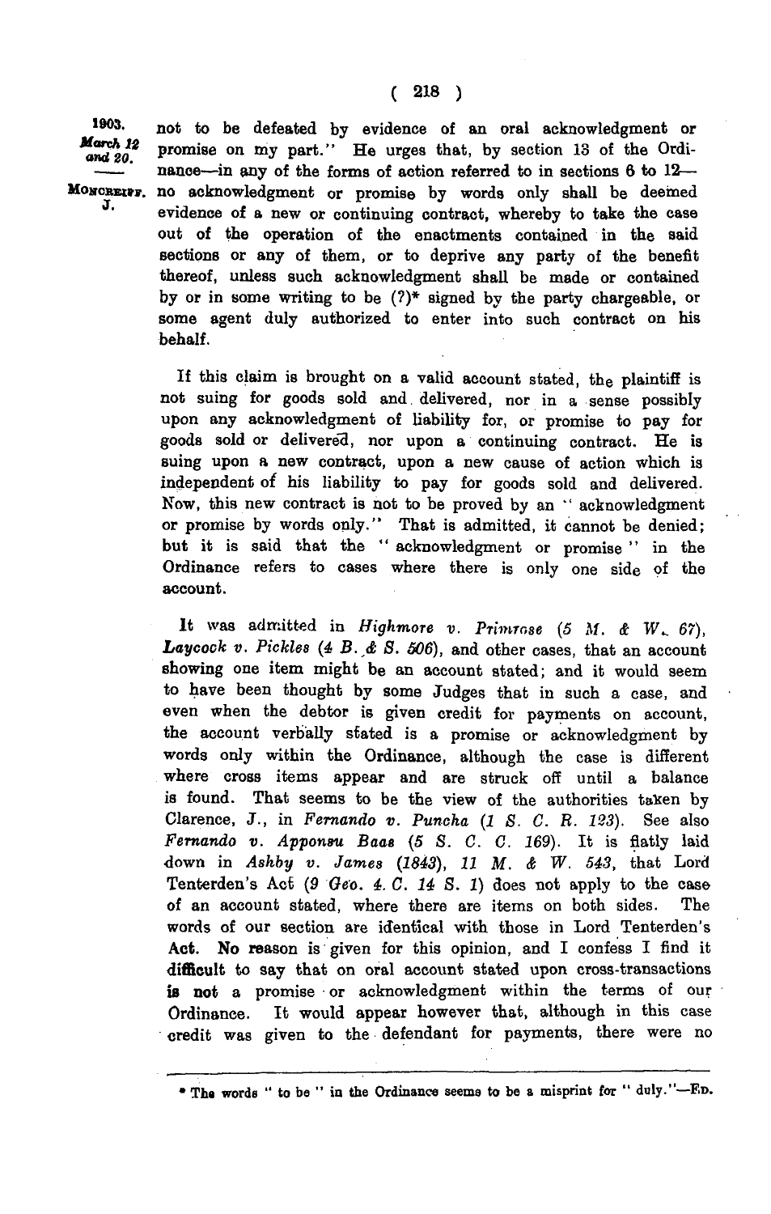not to be defeated by evidence of an oral acknowledgment or promise on my part." He urges that, by section 13 of the Ordinance—in any of the forms of action referred to in sections 6 to 12—no acknowledgment or promise by words only shall be deemed evidence of a new or continuing contract, whereby to take the case out of the operation of the enactments contained in the said sections or any of them, or to deprive any party of the benefit thereof, unless such acknowledgment shall be made or contained by or in some writing to be (?)* signed by the party chargeable, or some agent duly authorized to enter into such contract on his behalf.

If this claim is brought on a valid account stated, the plaintiff is not suing for goods sold and delivered, nor in a sense possibly upon any acknowledgment of liability for, or promise to pay for goods sold or delivered, nor upon a continuing contract. He is suing upon a new contract, upon a new cause of action which is independent of his liability to pay for goods sold and delivered. Now, this new contract is not to be proved by an "acknowledgment or promise by words only." That is admitted, it cannot be denied; but it is said that the "acknowledgment or promise" in the Ordinance refers to cases where there is only one side of the account.

It was admitted in *Highmore v. Primrose* (*5 M. & W. 67*), *Laycock v. Pickles* (*4 B. & S. 506*), and other cases, that an account showing one item might be an account stated; and it would seem to have been thought by some Judges that in such a case, and even when the debtor is given credit for payments on account, the account verbally stated is a promise or acknowledgment by words only within the Ordinance, although the case is different where cross items appear and are struck off until a balance is found. That seems to be the view of the authorities taken by Clarence, J., in *Fernando v. Puncha* (*1 S. C. R. 123*). See also *Fernando v. Apponsu Baas* (*5 S. C. C. 169*). It is flatly laid down in *Ashby v. James* (*1843*), *11 M. & W. 543*, that Lord Tenterden's Act (*9 Geo. 4. C. 14 S. 1*) does not apply to the case of an account stated, where there are items on both sides. The words of our section are identical with those in Lord Tenterden's Act. No reason is given for this opinion, and I confess I find it difficult to say that on oral account stated upon cross-transactions is not a promise or acknowledgment within the terms of our Ordinance. It would appear however that, although in this case credit was given to the defendant for payments, there were no

* The words "to be" in the Ordinance seems to be a misprint for "duly."—ED.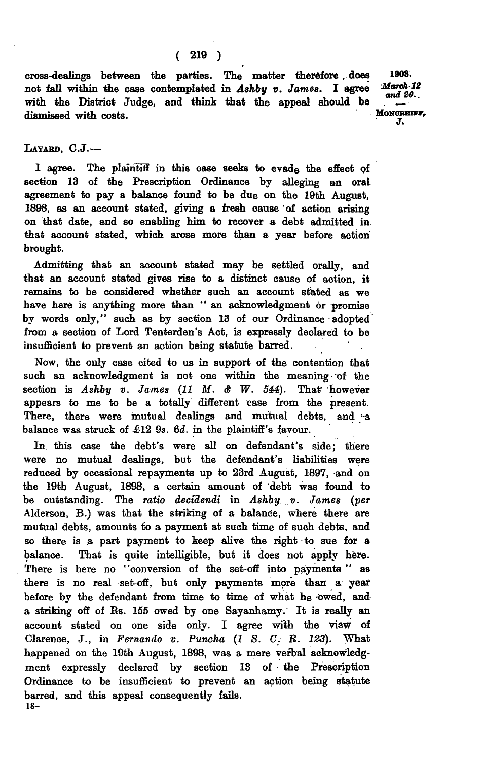cross-dealings between the parties. The matter therefore does not fall within the case contemplated in *Ashby v. James*. I agree with the District Judge, and think that the appeal should be dismissed with costs.

1908. *March 12 and 20.* — MONCREIFF, J.

LAYARD, C.J.—

I agree. The plaintiff in this case seeks to evade the effect of section 13 of the Prescription Ordinance by alleging an oral agreement to pay a balance found to be due on the 19th August, 1898, as an account stated, giving a fresh cause of action arising on that date, and so enabling him to recover a debt admitted in that account stated, which arose more than a year before action brought.

Admitting that an account stated may be settled orally, and that an account stated gives rise to a distinct cause of action, it remains to be considered whether such an account stated as we have here is anything more than "an acknowledgment or promise by words only," such as by section 13 of our Ordinance adopted from a section of Lord Tenterden's Act, is expressly declared to be insufficient to prevent an action being statute barred.

Now, the only case cited to us in support of the contention that such an acknowledgment is not one within the meaning of the section is *Ashby v. James* (*11 M. & W. 544*). That however appears to me to be a totally different case from the present. There, there were mutual dealings and mutual debts, and a balance was struck of £12 9*s*. 6*d*. in the plaintiff's favour.

In this case the debt's were all on defendant's side; there were no mutual dealings, but the defendant's liabilities were reduced by occasional repayments up to 23rd August, 1897, and on the 19th August, 1898, a certain amount of debt was found to be outstanding. The *ratio decidendi* in *Ashby v. James* (*per* Alderson, B.) was that the striking of a balance, where there are mutual debts, amounts to a payment at such time of such debts, and so there is a part payment to keep alive the right to sue for a balance. That is quite intelligible, but it does not apply here. There is here no "conversion of the set-off into payments" as there is no real set-off, but only payments more than a year before by the defendant from time to time of what he owed, and a striking off of Rs. 155 owed by one Sayanhamy. It is really an account stated on one side only. I agree with the view of Clarence, J., in *Fernando v. Puncha* (*1 S. C. R. 123*). What happened on the 19th August, 1898, was a mere verbal acknowledgment expressly declared by section 13 of the Prescription Ordinance to be insufficient to prevent an action being statute barred, and this appeal consequently fails.